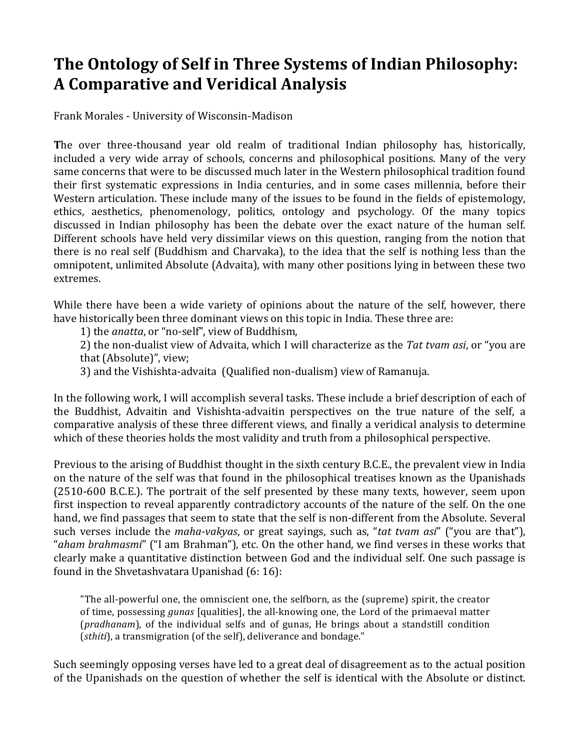# The Ontology of Self in Three Systems of Indian Philosophy: A Comparative and Veridical Analysis

Frank Morales - University of Wisconsin-Madison

**T**he over three-thousand year old realm of traditional Indian philosophy has, historically, included a very wide array of schools, concerns and philosophical positions. Many of the very same concerns that were to be discussed much later in the Western philosophical tradition found their first systematic expressions in India centuries, and in some cases millennia, before their Western articulation. These include many of the issues to be found in the fields of epistemology, ethics, aesthetics, phenomenology, politics, ontology and psychology. Of the many topics discussed in Indian philosophy has been the debate over the exact nature of the human self. Different schools have held very dissimilar views on this question, ranging from the notion that there is no real self (Buddhism and Charvaka), to the idea that the self is nothing less than the omnipotent, unlimited Absolute (Advaita), with many other positions lying in between these two extremes.

While there have been a wide variety of opinions about the nature of the self, however, there have historically been three dominant views on this topic in India. These three are:

1) the *anatta*, or "no-self", view of Buddhism,
2) the non-dualist view of Advaita, which I will characterize as the *Tat tvam asi*, or "you are that (Absolute)", view;
3) and the Vishishta-advaita (Qualified non-dualism) view of Ramanuja.

In the following work, I will accomplish several tasks. These include a brief description of each of the Buddhist, Advaitin and Vishishta-advaitin perspectives on the true nature of the self, a comparative analysis of these three different views, and finally a veridical analysis to determine which of these theories holds the most validity and truth from a philosophical perspective.

Previous to the arising of Buddhist thought in the sixth century B.C.E., the prevalent view in India on the nature of the self was that found in the philosophical treatises known as the Upanishads (2510-600 B.C.E.). The portrait of the self presented by these many texts, however, seem upon first inspection to reveal apparently contradictory accounts of the nature of the self. On the one hand, we find passages that seem to state that the self is non-different from the Absolute. Several such verses include the *maha-vakyas*, or great sayings, such as, "*tat tvam asi*" ("you are that"), "*aham brahmasmi*" ("I am Brahman"), etc. On the other hand, we find verses in these works that clearly make a quantitative distinction between God and the individual self. One such passage is found in the Shvetashvatara Upanishad (6: 16):

> "The all-powerful one, the omniscient one, the selfborn, as the (supreme) spirit, the creator of time, possessing *gunas* [qualities], the all-knowing one, the Lord of the primaeval matter (*pradhanam*), of the individual selfs and of gunas, He brings about a standstill condition (*sthiti*), a transmigration (of the self), deliverance and bondage."

Such seemingly opposing verses have led to a great deal of disagreement as to the actual position of the Upanishads on the question of whether the self is identical with the Absolute or distinct.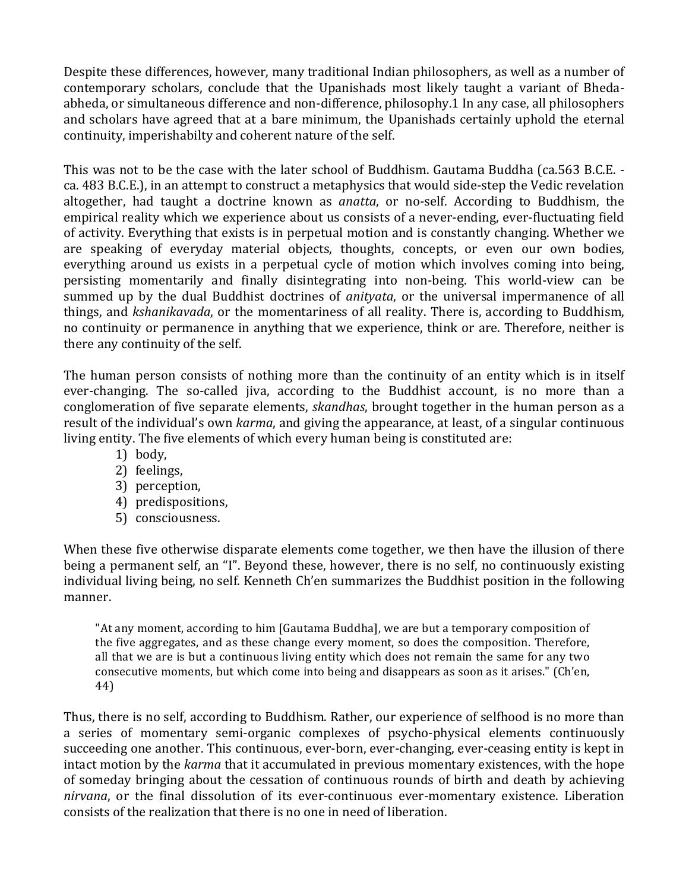Despite these differences, however, many traditional Indian philosophers, as well as a number of contemporary scholars, conclude that the Upanishads most likely taught a variant of Bheda-abheda, or simultaneous difference and non-difference, philosophy.1 In any case, all philosophers and scholars have agreed that at a bare minimum, the Upanishads certainly uphold the eternal continuity, imperishabilty and coherent nature of the self.

This was not to be the case with the later school of Buddhism. Gautama Buddha (ca.563 B.C.E. - ca. 483 B.C.E.), in an attempt to construct a metaphysics that would side-step the Vedic revelation altogether, had taught a doctrine known as *anatta*, or no-self. According to Buddhism, the empirical reality which we experience about us consists of a never-ending, ever-fluctuating field of activity. Everything that exists is in perpetual motion and is constantly changing. Whether we are speaking of everyday material objects, thoughts, concepts, or even our own bodies, everything around us exists in a perpetual cycle of motion which involves coming into being, persisting momentarily and finally disintegrating into non-being. This world-view can be summed up by the dual Buddhist doctrines of *anityata*, or the universal impermanence of all things, and *kshanikavada*, or the momentariness of all reality. There is, according to Buddhism, no continuity or permanence in anything that we experience, think or are. Therefore, neither is there any continuity of the self.

The human person consists of nothing more than the continuity of an entity which is in itself ever-changing. The so-called jiva, according to the Buddhist account, is no more than a conglomeration of five separate elements, *skandhas*, brought together in the human person as a result of the individual's own *karma*, and giving the appearance, at least, of a singular continuous living entity. The five elements of which every human being is constituted are:

1) body,
2) feelings,
3) perception,
4) predispositions,
5) consciousness.

When these five otherwise disparate elements come together, we then have the illusion of there being a permanent self, an "I". Beyond these, however, there is no self, no continuously existing individual living being, no self. Kenneth Ch'en summarizes the Buddhist position in the following manner.

> "At any moment, according to him [Gautama Buddha], we are but a temporary composition of the five aggregates, and as these change every moment, so does the composition. Therefore, all that we are is but a continuous living entity which does not remain the same for any two consecutive moments, but which come into being and disappears as soon as it arises." (Ch'en, 44)

Thus, there is no self, according to Buddhism. Rather, our experience of selfhood is no more than a series of momentary semi-organic complexes of psycho-physical elements continuously succeeding one another. This continuous, ever-born, ever-changing, ever-ceasing entity is kept in intact motion by the *karma* that it accumulated in previous momentary existences, with the hope of someday bringing about the cessation of continuous rounds of birth and death by achieving *nirvana*, or the final dissolution of its ever-continuous ever-momentary existence. Liberation consists of the realization that there is no one in need of liberation.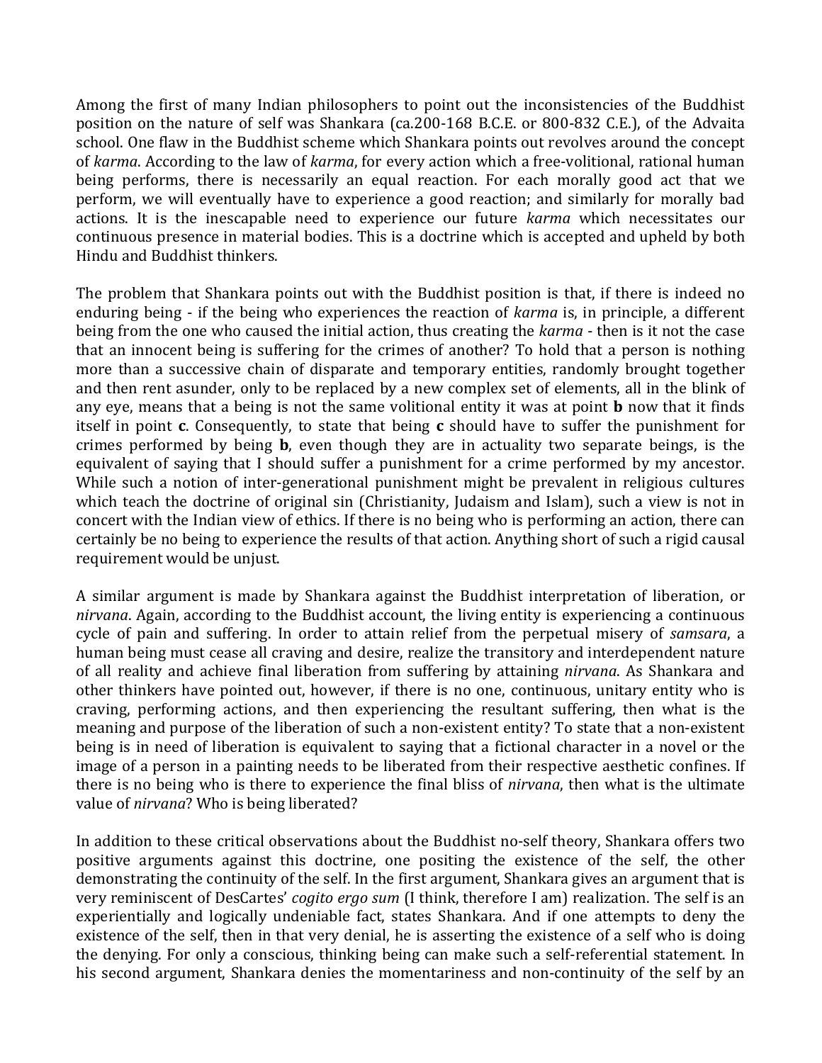Among the first of many Indian philosophers to point out the inconsistencies of the Buddhist position on the nature of self was Shankara (ca.200-168 B.C.E. or 800-832 C.E.), of the Advaita school. One flaw in the Buddhist scheme which Shankara points out revolves around the concept of *karma*. According to the law of *karma*, for every action which a free-volitional, rational human being performs, there is necessarily an equal reaction. For each morally good act that we perform, we will eventually have to experience a good reaction; and similarly for morally bad actions. It is the inescapable need to experience our future *karma* which necessitates our continuous presence in material bodies. This is a doctrine which is accepted and upheld by both Hindu and Buddhist thinkers.

The problem that Shankara points out with the Buddhist position is that, if there is indeed no enduring being - if the being who experiences the reaction of *karma* is, in principle, a different being from the one who caused the initial action, thus creating the *karma* - then is it not the case that an innocent being is suffering for the crimes of another? To hold that a person is nothing more than a successive chain of disparate and temporary entities, randomly brought together and then rent asunder, only to be replaced by a new complex set of elements, all in the blink of any eye, means that a being is not the same volitional entity it was at point **b** now that it finds itself in point **c**. Consequently, to state that being **c** should have to suffer the punishment for crimes performed by being **b**, even though they are in actuality two separate beings, is the equivalent of saying that I should suffer a punishment for a crime performed by my ancestor. While such a notion of inter-generational punishment might be prevalent in religious cultures which teach the doctrine of original sin (Christianity, Judaism and Islam), such a view is not in concert with the Indian view of ethics. If there is no being who is performing an action, there can certainly be no being to experience the results of that action. Anything short of such a rigid causal requirement would be unjust.

A similar argument is made by Shankara against the Buddhist interpretation of liberation, or *nirvana*. Again, according to the Buddhist account, the living entity is experiencing a continuous cycle of pain and suffering. In order to attain relief from the perpetual misery of *samsara*, a human being must cease all craving and desire, realize the transitory and interdependent nature of all reality and achieve final liberation from suffering by attaining *nirvana*. As Shankara and other thinkers have pointed out, however, if there is no one, continuous, unitary entity who is craving, performing actions, and then experiencing the resultant suffering, then what is the meaning and purpose of the liberation of such a non-existent entity? To state that a non-existent being is in need of liberation is equivalent to saying that a fictional character in a novel or the image of a person in a painting needs to be liberated from their respective aesthetic confines. If there is no being who is there to experience the final bliss of *nirvana*, then what is the ultimate value of *nirvana*? Who is being liberated?

In addition to these critical observations about the Buddhist no-self theory, Shankara offers two positive arguments against this doctrine, one positing the existence of the self, the other demonstrating the continuity of the self. In the first argument, Shankara gives an argument that is very reminiscent of DesCartes' *cogito ergo sum* (I think, therefore I am) realization. The self is an experientially and logically undeniable fact, states Shankara. And if one attempts to deny the existence of the self, then in that very denial, he is asserting the existence of a self who is doing the denying. For only a conscious, thinking being can make such a self-referential statement. In his second argument, Shankara denies the momentariness and non-continuity of the self by an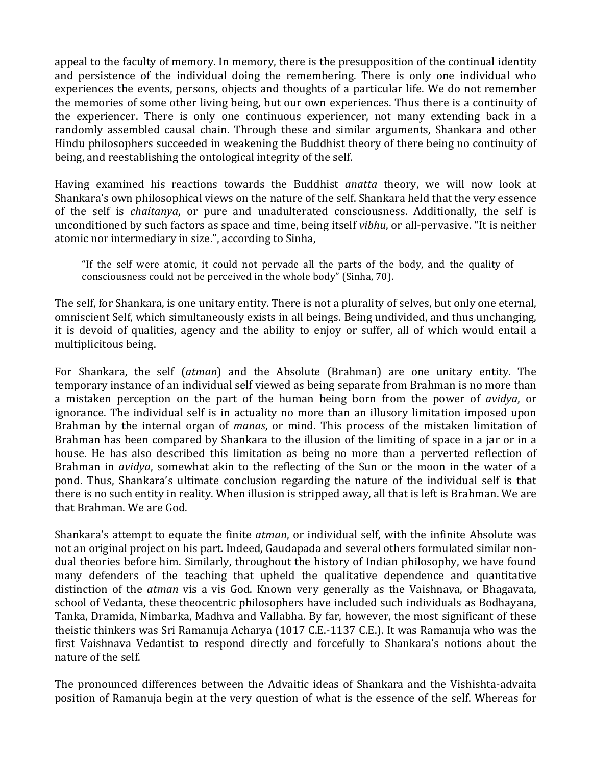appeal to the faculty of memory. In memory, there is the presupposition of the continual identity and persistence of the individual doing the remembering. There is only one individual who experiences the events, persons, objects and thoughts of a particular life. We do not remember the memories of some other living being, but our own experiences. Thus there is a continuity of the experiencer. There is only one continuous experiencer, not many extending back in a randomly assembled causal chain. Through these and similar arguments, Shankara and other Hindu philosophers succeeded in weakening the Buddhist theory of there being no continuity of being, and reestablishing the ontological integrity of the self.

Having examined his reactions towards the Buddhist *anatta* theory, we will now look at Shankara's own philosophical views on the nature of the self. Shankara held that the very essence of the self is *chaitanya*, or pure and unadulterated consciousness. Additionally, the self is unconditioned by such factors as space and time, being itself *vibhu*, or all-pervasive. "It is neither atomic nor intermediary in size.", according to Sinha,

> "If the self were atomic, it could not pervade all the parts of the body, and the quality of consciousness could not be perceived in the whole body" (Sinha, 70).

The self, for Shankara, is one unitary entity. There is not a plurality of selves, but only one eternal, omniscient Self, which simultaneously exists in all beings. Being undivided, and thus unchanging, it is devoid of qualities, agency and the ability to enjoy or suffer, all of which would entail a multiplicitous being.

For Shankara, the self (*atman*) and the Absolute (Brahman) are one unitary entity. The temporary instance of an individual self viewed as being separate from Brahman is no more than a mistaken perception on the part of the human being born from the power of *avidya*, or ignorance. The individual self is in actuality no more than an illusory limitation imposed upon Brahman by the internal organ of *manas*, or mind. This process of the mistaken limitation of Brahman has been compared by Shankara to the illusion of the limiting of space in a jar or in a house. He has also described this limitation as being no more than a perverted reflection of Brahman in *avidya*, somewhat akin to the reflecting of the Sun or the moon in the water of a pond. Thus, Shankara's ultimate conclusion regarding the nature of the individual self is that there is no such entity in reality. When illusion is stripped away, all that is left is Brahman. We are that Brahman. We are God.

Shankara's attempt to equate the finite *atman*, or individual self, with the infinite Absolute was not an original project on his part. Indeed, Gaudapada and several others formulated similar non-dual theories before him. Similarly, throughout the history of Indian philosophy, we have found many defenders of the teaching that upheld the qualitative dependence and quantitative distinction of the *atman* vis a vis God. Known very generally as the Vaishnava, or Bhagavata, school of Vedanta, these theocentric philosophers have included such individuals as Bodhayana, Tanka, Dramida, Nimbarka, Madhva and Vallabha. By far, however, the most significant of these theistic thinkers was Sri Ramanuja Acharya (1017 C.E.-1137 C.E.). It was Ramanuja who was the first Vaishnava Vedantist to respond directly and forcefully to Shankara's notions about the nature of the self.

The pronounced differences between the Advaitic ideas of Shankara and the Vishishta-advaita position of Ramanuja begin at the very question of what is the essence of the self. Whereas for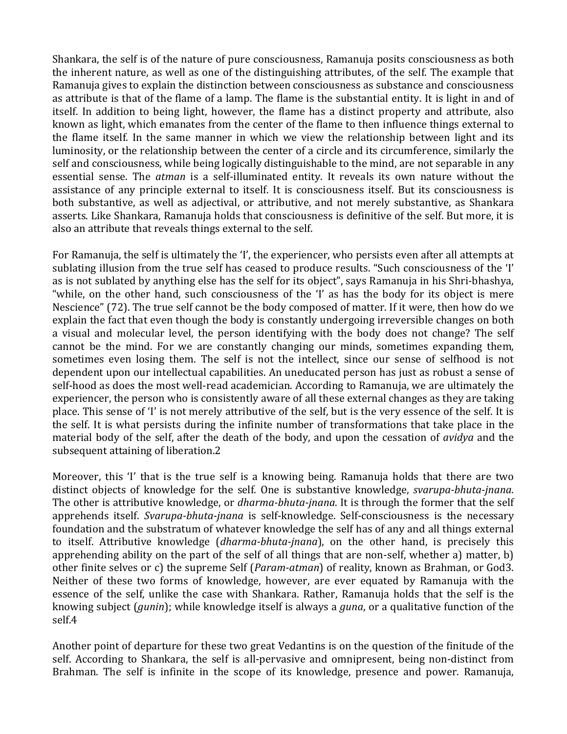Shankara, the self is of the nature of pure consciousness, Ramanuja posits consciousness as both the inherent nature, as well as one of the distinguishing attributes, of the self. The example that Ramanuja gives to explain the distinction between consciousness as substance and consciousness as attribute is that of the flame of a lamp. The flame is the substantial entity. It is light in and of itself. In addition to being light, however, the flame has a distinct property and attribute, also known as light, which emanates from the center of the flame to then influence things external to the flame itself. In the same manner in which we view the relationship between light and its luminosity, or the relationship between the center of a circle and its circumference, similarly the self and consciousness, while being logically distinguishable to the mind, are not separable in any essential sense. The *atman* is a self-illuminated entity. It reveals its own nature without the assistance of any principle external to itself. It is consciousness itself. But its consciousness is both substantive, as well as adjectival, or attributive, and not merely substantive, as Shankara asserts. Like Shankara, Ramanuja holds that consciousness is definitive of the self. But more, it is also an attribute that reveals things external to the self.

For Ramanuja, the self is ultimately the 'I', the experiencer, who persists even after all attempts at sublating illusion from the true self has ceased to produce results. "Such consciousness of the 'I' as is not sublated by anything else has the self for its object", says Ramanuja in his Shri-bhashya, "while, on the other hand, such consciousness of the 'I' as has the body for its object is mere Nescience" (72). The true self cannot be the body composed of matter. If it were, then how do we explain the fact that even though the body is constantly undergoing irreversible changes on both a visual and molecular level, the person identifying with the body does not change? The self cannot be the mind. For we are constantly changing our minds, sometimes expanding them, sometimes even losing them. The self is not the intellect, since our sense of selfhood is not dependent upon our intellectual capabilities. An uneducated person has just as robust a sense of self-hood as does the most well-read academician. According to Ramanuja, we are ultimately the experiencer, the person who is consistently aware of all these external changes as they are taking place. This sense of 'I' is not merely attributive of the self, but is the very essence of the self. It is the self. It is what persists during the infinite number of transformations that take place in the material body of the self, after the death of the body, and upon the cessation of *avidya* and the subsequent attaining of liberation.[2]

Moreover, this 'I' that is the true self is a knowing being. Ramanuja holds that there are two distinct objects of knowledge for the self. One is substantive knowledge, *svarupa-bhuta-jnana*. The other is attributive knowledge, or *dharma-bhuta-jnana*. It is through the former that the self apprehends itself. *Svarupa-bhuta-jnana* is self-knowledge. Self-consciousness is the necessary foundation and the substratum of whatever knowledge the self has of any and all things external to itself. Attributive knowledge (*dharma-bhuta-jnana*), on the other hand, is precisely this apprehending ability on the part of the self of all things that are non-self, whether a) matter, b) other finite selves or c) the supreme Self (*Param-atman*) of reality, known as Brahman, or God[3]. Neither of these two forms of knowledge, however, are ever equated by Ramanuja with the essence of the self, unlike the case with Shankara. Rather, Ramanuja holds that the self is the knowing subject (*gunin*); while knowledge itself is always a *guna*, or a qualitative function of the self.[4]

Another point of departure for these two great Vedantins is on the question of the finitude of the self. According to Shankara, the self is all-pervasive and omnipresent, being non-distinct from Brahman. The self is infinite in the scope of its knowledge, presence and power. Ramanuja,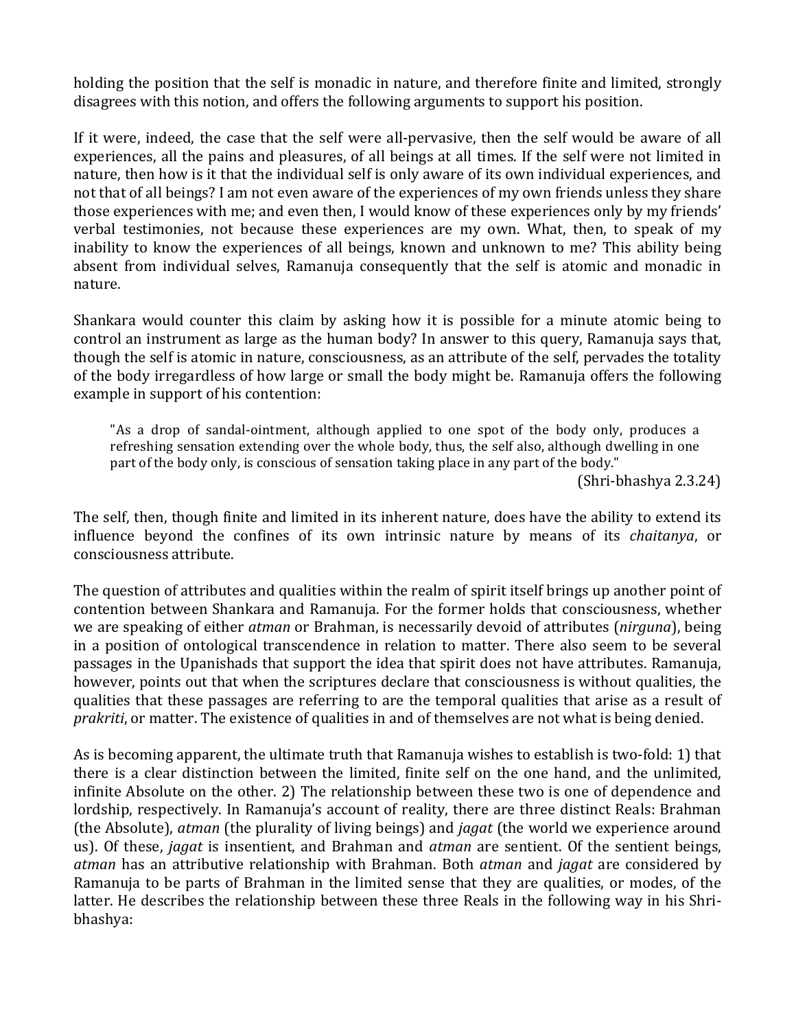holding the position that the self is monadic in nature, and therefore finite and limited, strongly disagrees with this notion, and offers the following arguments to support his position.

If it were, indeed, the case that the self were all-pervasive, then the self would be aware of all experiences, all the pains and pleasures, of all beings at all times. If the self were not limited in nature, then how is it that the individual self is only aware of its own individual experiences, and not that of all beings? I am not even aware of the experiences of my own friends unless they share those experiences with me; and even then, I would know of these experiences only by my friends' verbal testimonies, not because these experiences are my own. What, then, to speak of my inability to know the experiences of all beings, known and unknown to me? This ability being absent from individual selves, Ramanuja consequently that the self is atomic and monadic in nature.

Shankara would counter this claim by asking how it is possible for a minute atomic being to control an instrument as large as the human body? In answer to this query, Ramanuja says that, though the self is atomic in nature, consciousness, as an attribute of the self, pervades the totality of the body irregardless of how large or small the body might be. Ramanuja offers the following example in support of his contention:

> "As a drop of sandal-ointment, although applied to one spot of the body only, produces a refreshing sensation extending over the whole body, thus, the self also, although dwelling in one part of the body only, is conscious of sensation taking place in any part of the body."
>
> (Shri-bhashya 2.3.24)

The self, then, though finite and limited in its inherent nature, does have the ability to extend its influence beyond the confines of its own intrinsic nature by means of its *chaitanya*, or consciousness attribute.

The question of attributes and qualities within the realm of spirit itself brings up another point of contention between Shankara and Ramanuja. For the former holds that consciousness, whether we are speaking of either *atman* or Brahman, is necessarily devoid of attributes (*nirguna*), being in a position of ontological transcendence in relation to matter. There also seem to be several passages in the Upanishads that support the idea that spirit does not have attributes. Ramanuja, however, points out that when the scriptures declare that consciousness is without qualities, the qualities that these passages are referring to are the temporal qualities that arise as a result of *prakriti*, or matter. The existence of qualities in and of themselves are not what is being denied.

As is becoming apparent, the ultimate truth that Ramanuja wishes to establish is two-fold: 1) that there is a clear distinction between the limited, finite self on the one hand, and the unlimited, infinite Absolute on the other. 2) The relationship between these two is one of dependence and lordship, respectively. In Ramanuja's account of reality, there are three distinct Reals: Brahman (the Absolute), *atman* (the plurality of living beings) and *jagat* (the world we experience around us). Of these, *jagat* is insentient, and Brahman and *atman* are sentient. Of the sentient beings, *atman* has an attributive relationship with Brahman. Both *atman* and *jagat* are considered by Ramanuja to be parts of Brahman in the limited sense that they are qualities, or modes, of the latter. He describes the relationship between these three Reals in the following way in his Shri-bhashya: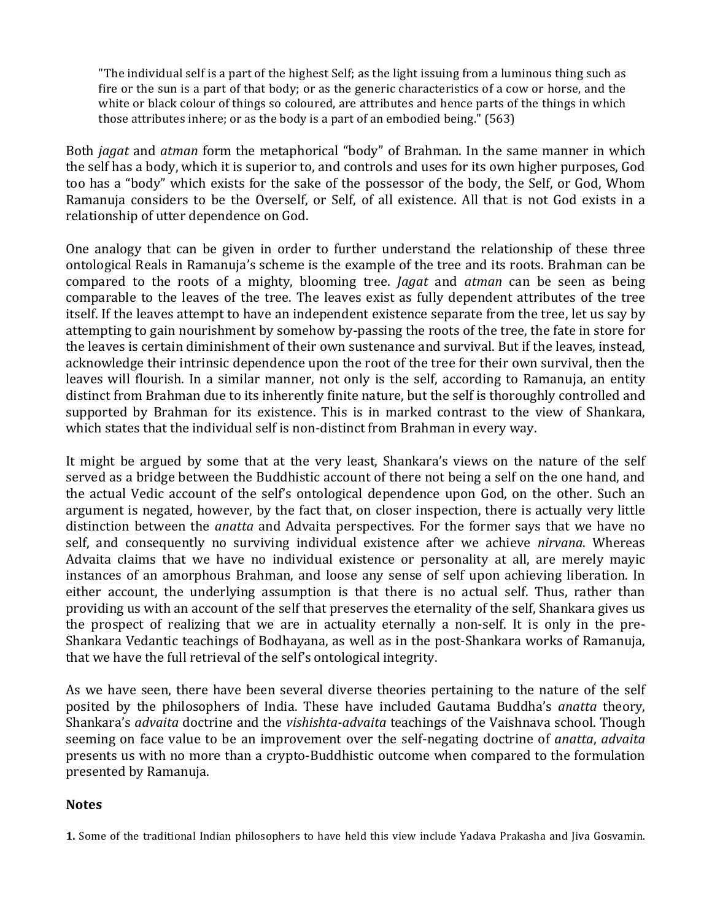> "The individual self is a part of the highest Self; as the light issuing from a luminous thing such as fire or the sun is a part of that body; or as the generic characteristics of a cow or horse, and the white or black colour of things so coloured, are attributes and hence parts of the things in which those attributes inhere; or as the body is a part of an embodied being." (563)

Both *jagat* and *atman* form the metaphorical "body" of Brahman. In the same manner in which the self has a body, which it is superior to, and controls and uses for its own higher purposes, God too has a "body" which exists for the sake of the possessor of the body, the Self, or God, Whom Ramanuja considers to be the Overself, or Self, of all existence. All that is not God exists in a relationship of utter dependence on God.

One analogy that can be given in order to further understand the relationship of these three ontological Reals in Ramanuja's scheme is the example of the tree and its roots. Brahman can be compared to the roots of a mighty, blooming tree. *Jagat* and *atman* can be seen as being comparable to the leaves of the tree. The leaves exist as fully dependent attributes of the tree itself. If the leaves attempt to have an independent existence separate from the tree, let us say by attempting to gain nourishment by somehow by-passing the roots of the tree, the fate in store for the leaves is certain diminishment of their own sustenance and survival. But if the leaves, instead, acknowledge their intrinsic dependence upon the root of the tree for their own survival, then the leaves will flourish. In a similar manner, not only is the self, according to Ramanuja, an entity distinct from Brahman due to its inherently finite nature, but the self is thoroughly controlled and supported by Brahman for its existence. This is in marked contrast to the view of Shankara, which states that the individual self is non-distinct from Brahman in every way.

It might be argued by some that at the very least, Shankara's views on the nature of the self served as a bridge between the Buddhistic account of there not being a self on the one hand, and the actual Vedic account of the self's ontological dependence upon God, on the other. Such an argument is negated, however, by the fact that, on closer inspection, there is actually very little distinction between the *anatta* and Advaita perspectives. For the former says that we have no self, and consequently no surviving individual existence after we achieve *nirvana*. Whereas Advaita claims that we have no individual existence or personality at all, are merely mayic instances of an amorphous Brahman, and loose any sense of self upon achieving liberation. In either account, the underlying assumption is that there is no actual self. Thus, rather than providing us with an account of the self that preserves the eternality of the self, Shankara gives us the prospect of realizing that we are in actuality eternally a non-self. It is only in the pre-Shankara Vedantic teachings of Bodhayana, as well as in the post-Shankara works of Ramanuja, that we have the full retrieval of the self's ontological integrity.

As we have seen, there have been several diverse theories pertaining to the nature of the self posited by the philosophers of India. These have included Gautama Buddha's *anatta* theory, Shankara's *advaita* doctrine and the *vishishta-advaita* teachings of the Vaishnava school. Though seeming on face value to be an improvement over the self-negating doctrine of *anatta*, *advaita* presents us with no more than a crypto-Buddhistic outcome when compared to the formulation presented by Ramanuja.

**Notes**

**1.** Some of the traditional Indian philosophers to have held this view include Yadava Prakasha and Jiva Gosvamin.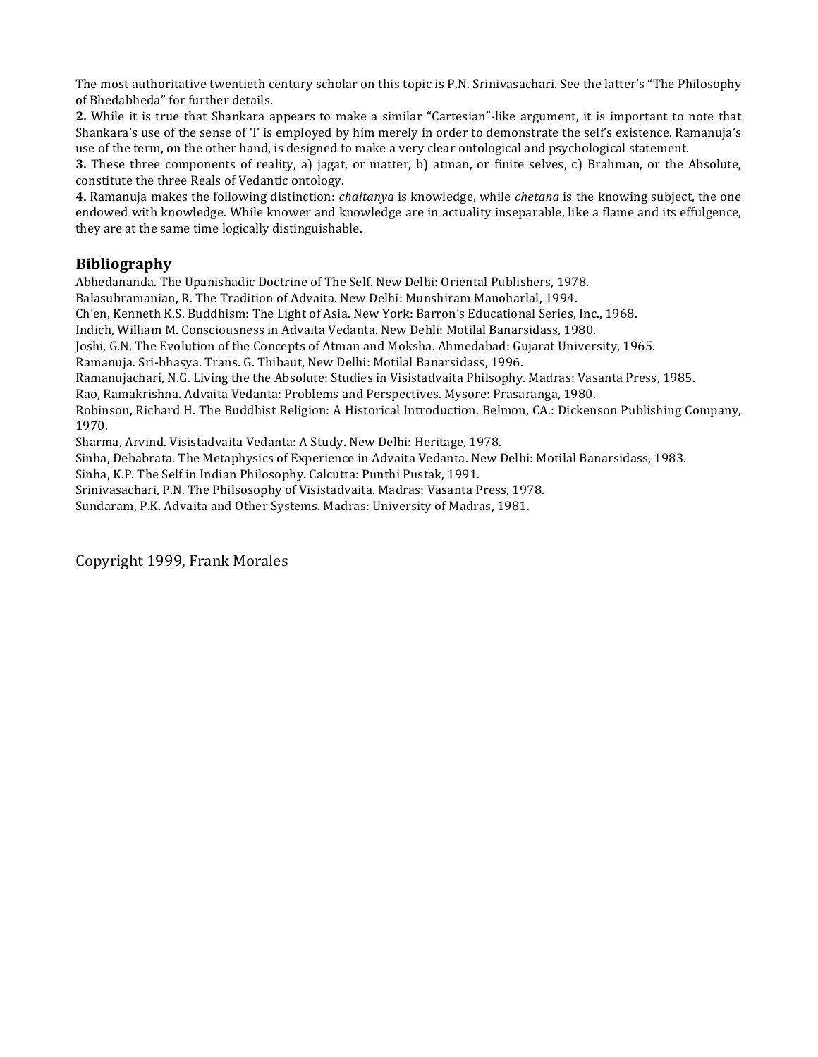The most authoritative twentieth century scholar on this topic is P.N. Srinivasachari. See the latter's "The Philosophy of Bhedabheda" for further details.

**2.** While it is true that Shankara appears to make a similar "Cartesian"-like argument, it is important to note that Shankara's use of the sense of 'I' is employed by him merely in order to demonstrate the self's existence. Ramanuja's use of the term, on the other hand, is designed to make a very clear ontological and psychological statement.

**3.** These three components of reality, a) jagat, or matter, b) atman, or finite selves, c) Brahman, or the Absolute, constitute the three Reals of Vedantic ontology.

**4.** Ramanuja makes the following distinction: *chaitanya* is knowledge, while *chetana* is the knowing subject, the one endowed with knowledge. While knower and knowledge are in actuality inseparable, like a flame and its effulgence, they are at the same time logically distinguishable.

## Bibliography

Abhedananda. The Upanishadic Doctrine of The Self. New Delhi: Oriental Publishers, 1978.

Balasubramanian, R. The Tradition of Advaita. New Delhi: Munshiram Manoharlal, 1994.

Ch'en, Kenneth K.S. Buddhism: The Light of Asia. New York: Barron's Educational Series, Inc., 1968.

Indich, William M. Consciousness in Advaita Vedanta. New Dehli: Motilal Banarsidass, 1980.

Joshi, G.N. The Evolution of the Concepts of Atman and Moksha. Ahmedabad: Gujarat University, 1965.

Ramanuja. Sri-bhasya. Trans. G. Thibaut, New Delhi: Motilal Banarsidass, 1996.

Ramanujachari, N.G. Living the the Absolute: Studies in Visistadvaita Philsophy. Madras: Vasanta Press, 1985.

Rao, Ramakrishna. Advaita Vedanta: Problems and Perspectives. Mysore: Prasaranga, 1980.

Robinson, Richard H. The Buddhist Religion: A Historical Introduction. Belmon, CA.: Dickenson Publishing Company, 1970.

Sharma, Arvind. Visistadvaita Vedanta: A Study. New Delhi: Heritage, 1978.

Sinha, Debabrata. The Metaphysics of Experience in Advaita Vedanta. New Delhi: Motilal Banarsidass, 1983.

Sinha, K.P. The Self in Indian Philosophy. Calcutta: Punthi Pustak, 1991.

Srinivasachari, P.N. The Philsosophy of Visistadvaita. Madras: Vasanta Press, 1978.

Sundaram, P.K. Advaita and Other Systems. Madras: University of Madras, 1981.

Copyright 1999, Frank Morales